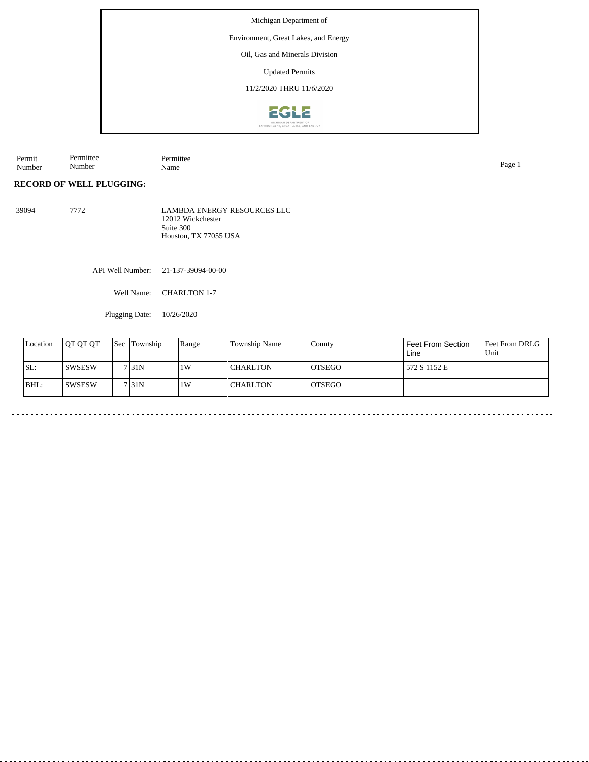Michigan Department of

Environment, Great Lakes, and Energy

Oil, Gas and Minerals Division

Updated Permits

11/2/2020 THRU 11/6/2020

| Permit Number | Permittee Number | Permittee Name |
|---|---|---|

**RECORD OF WELL PLUGGING:**

| | | |
|---|---|---|
| 39094 | 7772 | LAMBDA ENERGY RESOURCES LLC<br>12012 Wickchester<br>Suite 300<br>Houston, TX 77055 USA |

API Well Number: 21-137-39094-00-00

Well Name: CHARLTON 1-7

Plugging Date: 10/26/2020

| Location | QT QT QT | Sec | Township | Range | Township Name | County | Feet From Section Line | Feet From DRLG Unit |
|---|---|---|---|---|---|---|---|---|
| SL: | SWSESW | 7 | 31N | 1W | CHARLTON | OTSEGO | 572 S 1152 E | |
| BHL: | SWSESW | 7 | 31N | 1W | CHARLTON | OTSEGO | | |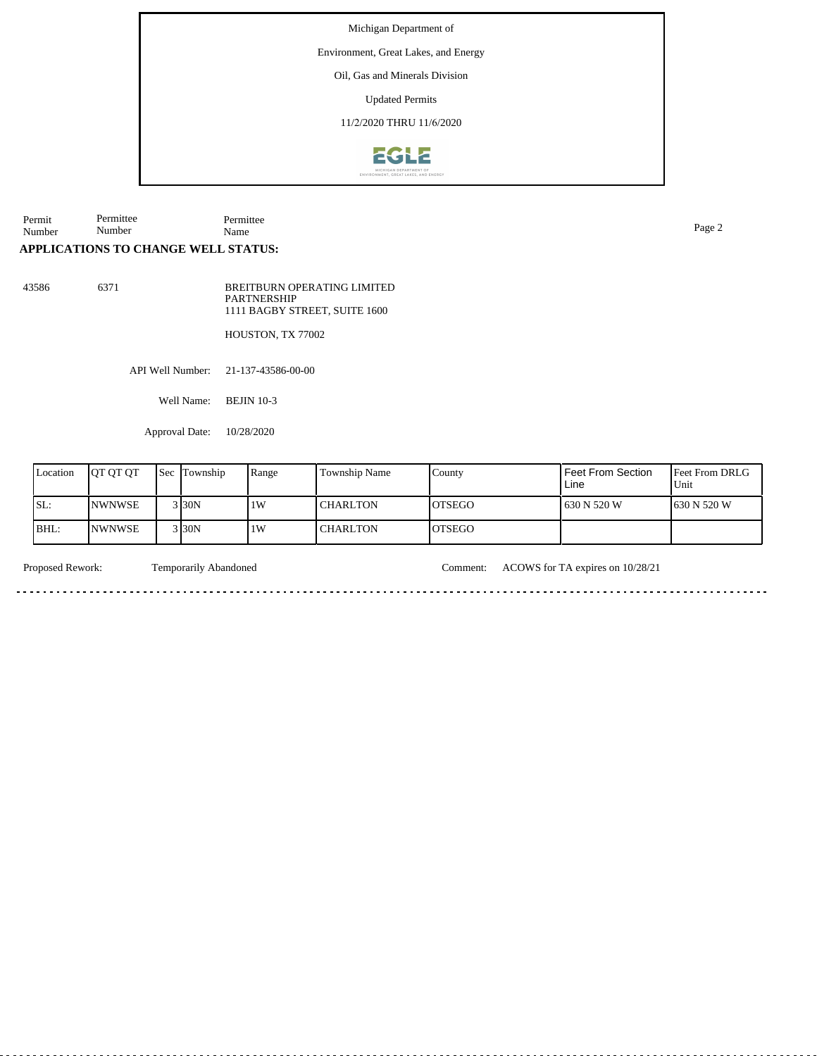Michigan Department of

Environment, Great Lakes, and Energy

Oil, Gas and Minerals Division

Updated Permits

11/2/2020 THRU 11/6/2020

| Permit Number | Permittee Number | Permittee Name |
|---|---|---|

## APPLICATIONS TO CHANGE WELL STATUS:

43586 6371

BREITBURN OPERATING LIMITED PARTNERSHIP
1111 BAGBY STREET, SUITE 1600

HOUSTON, TX 77002

API Well Number: 21-137-43586-00-00

Well Name: BEJIN 10-3

Approval Date: 10/28/2020

| Location | QT QT QT | Sec | Township | Range | Township Name | County | Feet From Section Line | Feet From DRLG Unit |
|---|---|---|---|---|---|---|---|---|
| SL: | NWNWSE | 3 | 30N | 1W | CHARLTON | OTSEGO | 630 N 520 W | 630 N 520 W |
| BHL: | NWNWSE | 3 | 30N | 1W | CHARLTON | OTSEGO | | |

Proposed Rework: Temporarily Abandoned

Comment: ACOWS for TA expires on 10/28/21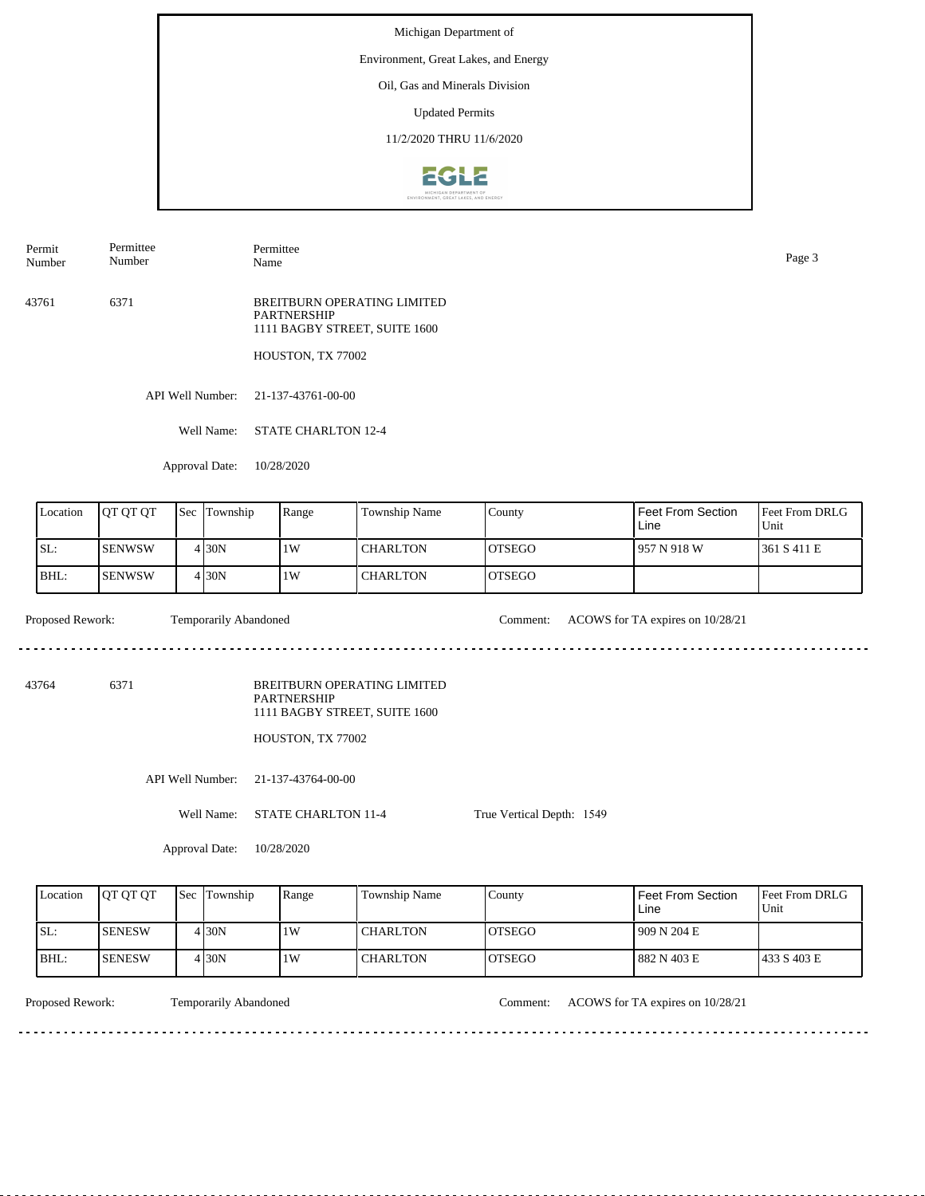Michigan Department of

Environment, Great Lakes, and Energy

Oil, Gas and Minerals Division

Updated Permits

11/2/2020 THRU 11/6/2020

| Permit Number | Permittee Number | Permittee Name |
|---|---|---|

43761 | 6371 | BREITBURN OPERATING LIMITED PARTNERSHIP
1111 BAGBY STREET, SUITE 1600
HOUSTON, TX 77002

API Well Number: 21-137-43761-00-00

Well Name: STATE CHARLTON 12-4

Approval Date: 10/28/2020

| Location | QT QT QT | Sec | Township | Range | Township Name | County | Feet From Section Line | Feet From DRLG Unit |
|---|---|---|---|---|---|---|---|---|
| SL: | SENWSW | 4 | 30N | 1W | CHARLTON | OTSEGO | 957 N 918 W | 361 S 411 E |
| BHL: | SENWSW | 4 | 30N | 1W | CHARLTON | OTSEGO | | |

Proposed Rework: Temporarily Abandoned

Comment: ACOWS for TA expires on 10/28/21

---

43764 | 6371 | BREITBURN OPERATING LIMITED PARTNERSHIP
1111 BAGBY STREET, SUITE 1600
HOUSTON, TX 77002

API Well Number: 21-137-43764-00-00

Well Name: STATE CHARLTON 11-4

True Vertical Depth: 1549

Approval Date: 10/28/2020

| Location | QT QT QT | Sec | Township | Range | Township Name | County | Feet From Section Line | Feet From DRLG Unit |
|---|---|---|---|---|---|---|---|---|
| SL: | SENESW | 4 | 30N | 1W | CHARLTON | OTSEGO | 909 N 204 E | |
| BHL: | SENESW | 4 | 30N | 1W | CHARLTON | OTSEGO | 882 N 403 E | 433 S 403 E |

Proposed Rework: Temporarily Abandoned

Comment: ACOWS for TA expires on 10/28/21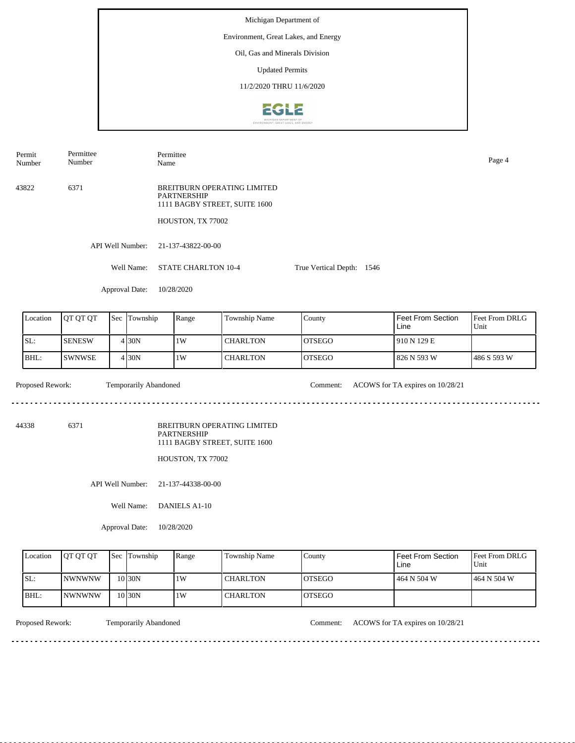Michigan Department of

Environment, Great Lakes, and Energy

Oil, Gas and Minerals Division

Updated Permits

11/2/2020 THRU 11/6/2020

| Permit Number | Permittee Number | Permittee Name |
|---|---|---|

43822 6371 BREITBURN OPERATING LIMITED PARTNERSHIP
1111 BAGBY STREET, SUITE 1600

HOUSTON, TX 77002

API Well Number: 21-137-43822-00-00

Well Name: STATE CHARLTON 10-4 True Vertical Depth: 1546

Approval Date: 10/28/2020

| Location | QT QT QT | Sec | Township | Range | Township Name | County | Feet From Section Line | Feet From DRLG Unit |
|---|---|---|---|---|---|---|---|---|
| SL: | SENESW | 4 | 30N | 1W | CHARLTON | OTSEGO | 910 N 129 E | |
| BHL: | SWNWSE | 4 | 30N | 1W | CHARLTON | OTSEGO | 826 N 593 W | 486 S 593 W |

Proposed Rework: Temporarily Abandoned Comment: ACOWS for TA expires on 10/28/21

---

44338 6371 BREITBURN OPERATING LIMITED PARTNERSHIP
1111 BAGBY STREET, SUITE 1600

HOUSTON, TX 77002

API Well Number: 21-137-44338-00-00

Well Name: DANIELS A1-10

Approval Date: 10/28/2020

| Location | QT QT QT | Sec | Township | Range | Township Name | County | Feet From Section Line | Feet From DRLG Unit |
|---|---|---|---|---|---|---|---|---|
| SL: | NWNWNW | 10 | 30N | 1W | CHARLTON | OTSEGO | 464 N 504 W | 464 N 504 W |
| BHL: | NWNWNW | 10 | 30N | 1W | CHARLTON | OTSEGO | | |

Proposed Rework: Temporarily Abandoned Comment: ACOWS for TA expires on 10/28/21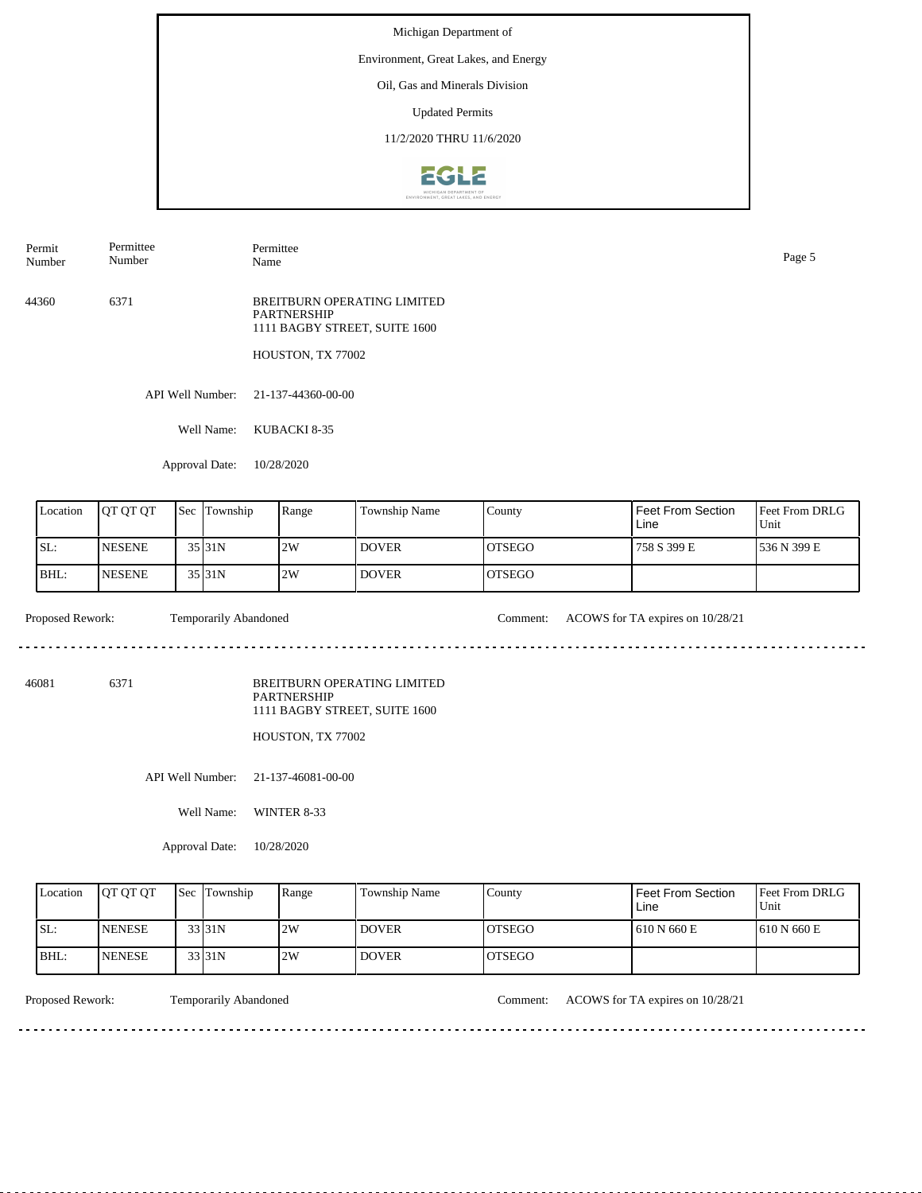Michigan Department of

Environment, Great Lakes, and Energy

Oil, Gas and Minerals Division

Updated Permits

11/2/2020 THRU 11/6/2020

| Permit Number | Permittee Number | Permittee Name |
|---|---|---|
| 44360 | 6371 | BREITBURN OPERATING LIMITED PARTNERSHIP<br>1111 BAGBY STREET, SUITE 1600<br>HOUSTON, TX 77002 |

API Well Number: 21-137-44360-00-00

Well Name: KUBACKI 8-35

Approval Date: 10/28/2020

| Location | QT QT QT | Sec | Township | Range | Township Name | County | Feet From Section Line | Feet From DRLG Unit |
|---|---|---|---|---|---|---|---|---|
| SL: | NESENE | 35 | 31N | 2W | DOVER | OTSEGO | 758 S 399 E | 536 N 399 E |
| BHL: | NESENE | 35 | 31N | 2W | DOVER | OTSEGO | | |

Proposed Rework: Temporarily Abandoned

Comment: ACOWS for TA expires on 10/28/21

---

| Permit Number | Permittee Number | Permittee Name |
|---|---|---|
| 46081 | 6371 | BREITBURN OPERATING LIMITED PARTNERSHIP<br>1111 BAGBY STREET, SUITE 1600<br>HOUSTON, TX 77002 |

API Well Number: 21-137-46081-00-00

Well Name: WINTER 8-33

Approval Date: 10/28/2020

| Location | QT QT QT | Sec | Township | Range | Township Name | County | Feet From Section Line | Feet From DRLG Unit |
|---|---|---|---|---|---|---|---|---|
| SL: | NENESE | 33 | 31N | 2W | DOVER | OTSEGO | 610 N 660 E | 610 N 660 E |
| BHL: | NENESE | 33 | 31N | 2W | DOVER | OTSEGO | | |

Proposed Rework: Temporarily Abandoned

Comment: ACOWS for TA expires on 10/28/21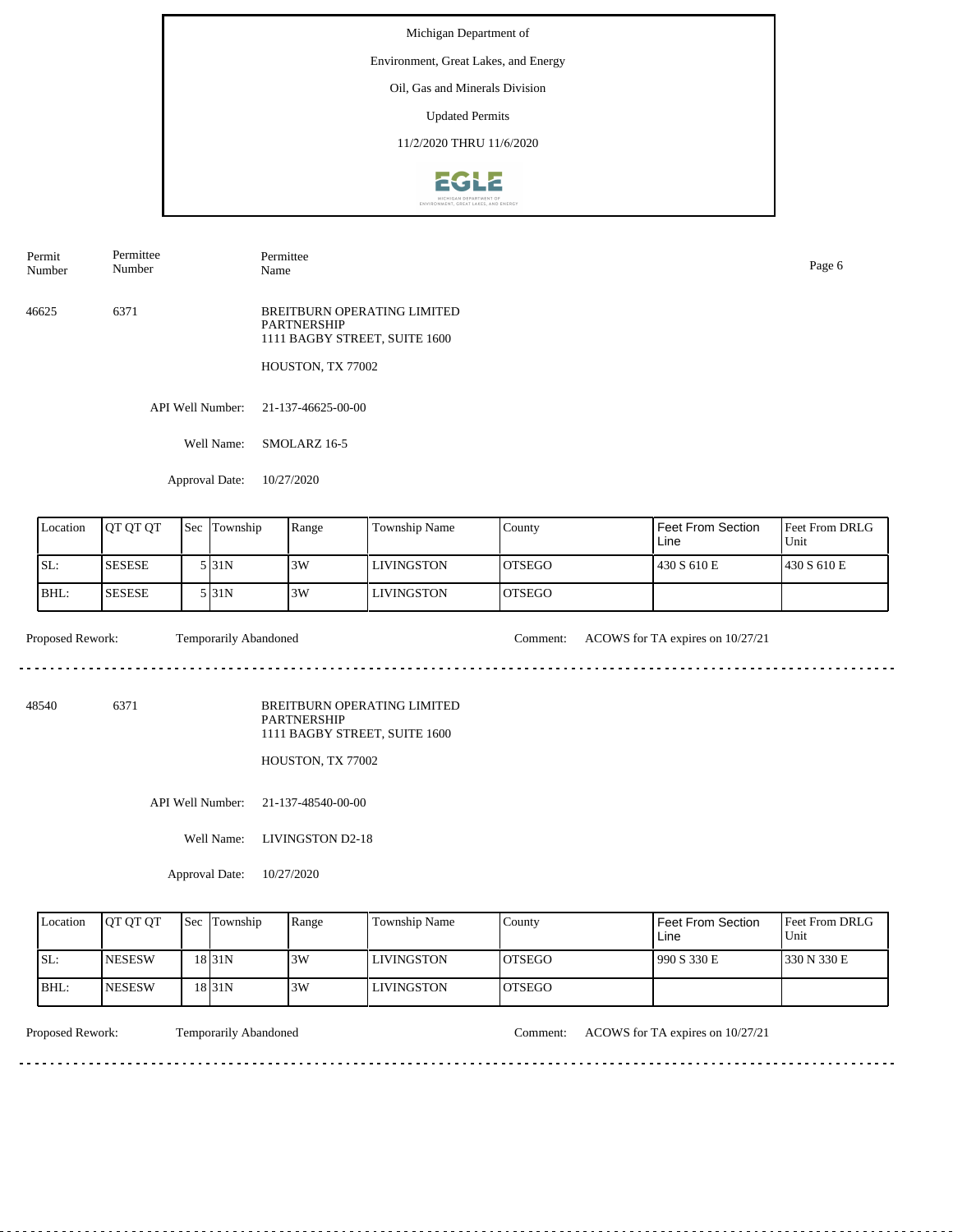Michigan Department of

Environment, Great Lakes, and Energy

Oil, Gas and Minerals Division

Updated Permits

11/2/2020 THRU 11/6/2020

| Permit Number | Permittee Number | Permittee Name |
|---|---|---|
| 46625 | 6371 | BREITBURN OPERATING LIMITED PARTNERSHIP<br>1111 BAGBY STREET, SUITE 1600<br>HOUSTON, TX 77002 |

API Well Number: 21-137-46625-00-00

Well Name: SMOLARZ 16-5

Approval Date: 10/27/2020

| Location | QT QT QT | Sec | Township | Range | Township Name | County | Feet From Section Line | Feet From DRLG Unit |
|---|---|---|---|---|---|---|---|---|
| SL: | SESESE | 5 | 31N | 3W | LIVINGSTON | OTSEGO | 430 S 610 E | 430 S 610 E |
| BHL: | SESESE | 5 | 31N | 3W | LIVINGSTON | OTSEGO | | |

Proposed Rework: Temporarily Abandoned

Comment: ACOWS for TA expires on 10/27/21

---

| Permit Number | Permittee Number | Permittee Name |
|---|---|---|
| 48540 | 6371 | BREITBURN OPERATING LIMITED PARTNERSHIP<br>1111 BAGBY STREET, SUITE 1600<br>HOUSTON, TX 77002 |

API Well Number: 21-137-48540-00-00

Well Name: LIVINGSTON D2-18

Approval Date: 10/27/2020

| Location | QT QT QT | Sec | Township | Range | Township Name | County | Feet From Section Line | Feet From DRLG Unit |
|---|---|---|---|---|---|---|---|---|
| SL: | NESESW | 18 | 31N | 3W | LIVINGSTON | OTSEGO | 990 S 330 E | 330 N 330 E |
| BHL: | NESESW | 18 | 31N | 3W | LIVINGSTON | OTSEGO | | |

Proposed Rework: Temporarily Abandoned

Comment: ACOWS for TA expires on 10/27/21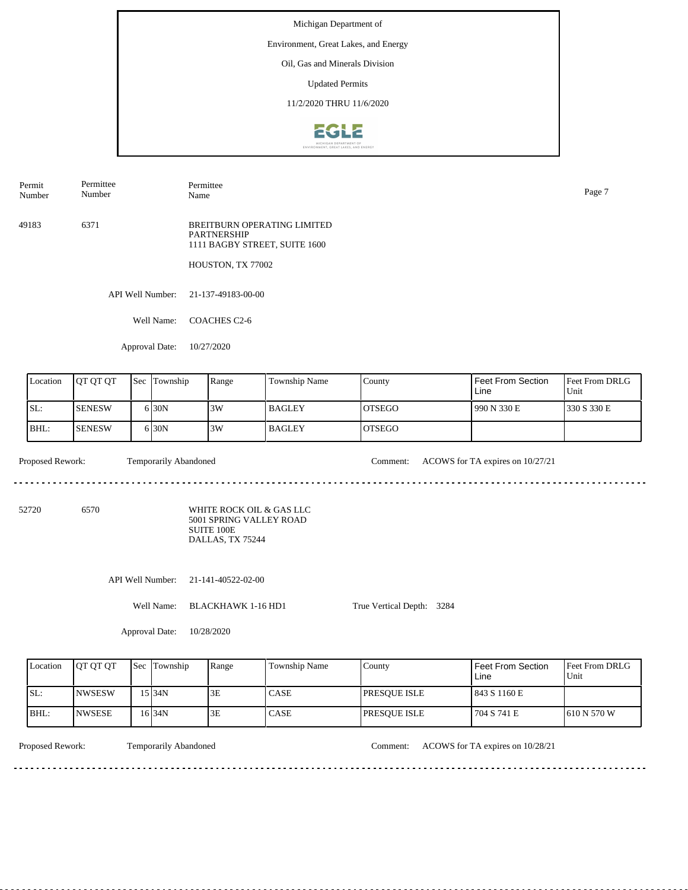Michigan Department of

Environment, Great Lakes, and Energy

Oil, Gas and Minerals Division

Updated Permits

11/2/2020 THRU 11/6/2020

| Permit Number | Permittee Number | Permittee Name |
|---|---|---|
| 49183 | 6371 | BREITBURN OPERATING LIMITED PARTNERSHIP<br>1111 BAGBY STREET, SUITE 1600<br><br>HOUSTON, TX 77002 |

API Well Number: 21-137-49183-00-00

Well Name: COACHES C2-6

Approval Date: 10/27/2020

| Location | QT QT QT | Sec | Township | Range | Township Name | County | Feet From Section Line | Feet From DRLG Unit |
|---|---|---|---|---|---|---|---|---|
| SL: | SENESW | 6 | 30N | 3W | BAGLEY | OTSEGO | 990 N 330 E | 330 S 330 E |
| BHL: | SENESW | 6 | 30N | 3W | BAGLEY | OTSEGO | | |

Proposed Rework: Temporarily Abandoned

Comment: ACOWS for TA expires on 10/27/21

---

| Permit Number | Permittee Number | Permittee Name |
|---|---|---|
| 52720 | 6570 | WHITE ROCK OIL & GAS LLC<br>5001 SPRING VALLEY ROAD<br>SUITE 100E<br>DALLAS, TX 75244 |

API Well Number: 21-141-40522-02-00

Well Name: BLACKHAWK 1-16 HD1

True Vertical Depth: 3284

Approval Date: 10/28/2020

| Location | QT QT QT | Sec | Township | Range | Township Name | County | Feet From Section Line | Feet From DRLG Unit |
|---|---|---|---|---|---|---|---|---|
| SL: | NWSESW | 15 | 34N | 3E | CASE | PRESQUE ISLE | 843 S 1160 E | |
| BHL: | NWSESE | 16 | 34N | 3E | CASE | PRESQUE ISLE | 704 S 741 E | 610 N 570 W |

Proposed Rework: Temporarily Abandoned

Comment: ACOWS for TA expires on 10/28/21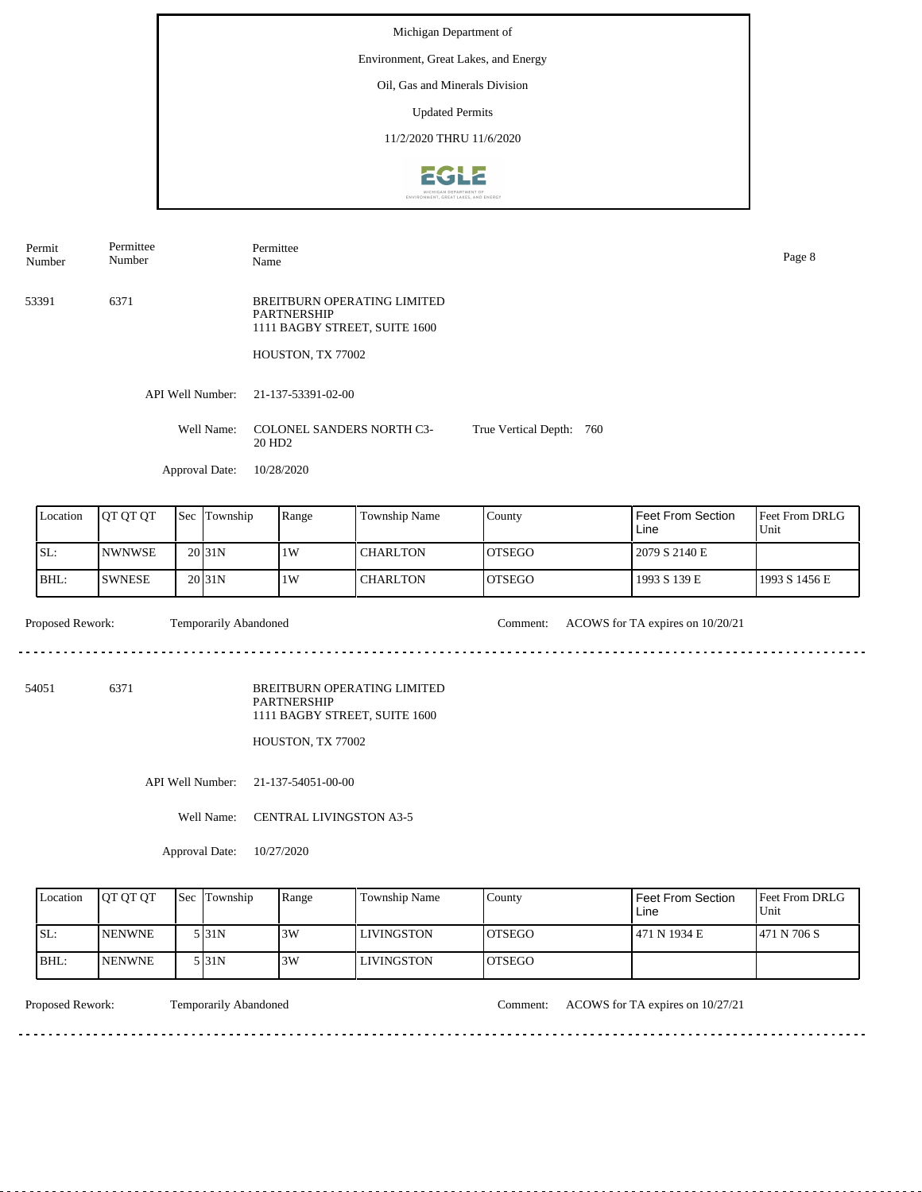Michigan Department of

Environment, Great Lakes, and Energy

Oil, Gas and Minerals Division

Updated Permits

11/2/2020 THRU 11/6/2020

| Permit Number | Permittee Number | Permittee Name |
|---|---|---|
| 53391 | 6371 | BREITBURN OPERATING LIMITED PARTNERSHIP<br>1111 BAGBY STREET, SUITE 1600<br>HOUSTON, TX 77002 |

API Well Number: 21-137-53391-02-00

Well Name: COLONEL SANDERS NORTH C3-20 HD2

True Vertical Depth: 760

Approval Date: 10/28/2020

| Location | QT QT QT | Sec | Township | Range | Township Name | County | Feet From Section Line | Feet From DRLG Unit |
|---|---|---|---|---|---|---|---|---|
| SL: | NWNWSE | 20 | 31N | 1W | CHARLTON | OTSEGO | 2079 S 2140 E | |
| BHL: | SWNESE | 20 | 31N | 1W | CHARLTON | OTSEGO | 1993 S 139 E | 1993 S 1456 E |

Proposed Rework: Temporarily Abandoned

Comment: ACOWS for TA expires on 10/20/21

---

| Permit Number | Permittee Number | Permittee Name |
|---|---|---|
| 54051 | 6371 | BREITBURN OPERATING LIMITED PARTNERSHIP<br>1111 BAGBY STREET, SUITE 1600<br>HOUSTON, TX 77002 |

API Well Number: 21-137-54051-00-00

Well Name: CENTRAL LIVINGSTON A3-5

Approval Date: 10/27/2020

| Location | QT QT QT | Sec | Township | Range | Township Name | County | Feet From Section Line | Feet From DRLG Unit |
|---|---|---|---|---|---|---|---|---|
| SL: | NENWNE | 5 | 31N | 3W | LIVINGSTON | OTSEGO | 471 N 1934 E | 471 N 706 S |
| BHL: | NENWNE | 5 | 31N | 3W | LIVINGSTON | OTSEGO | | |

Proposed Rework: Temporarily Abandoned

Comment: ACOWS for TA expires on 10/27/21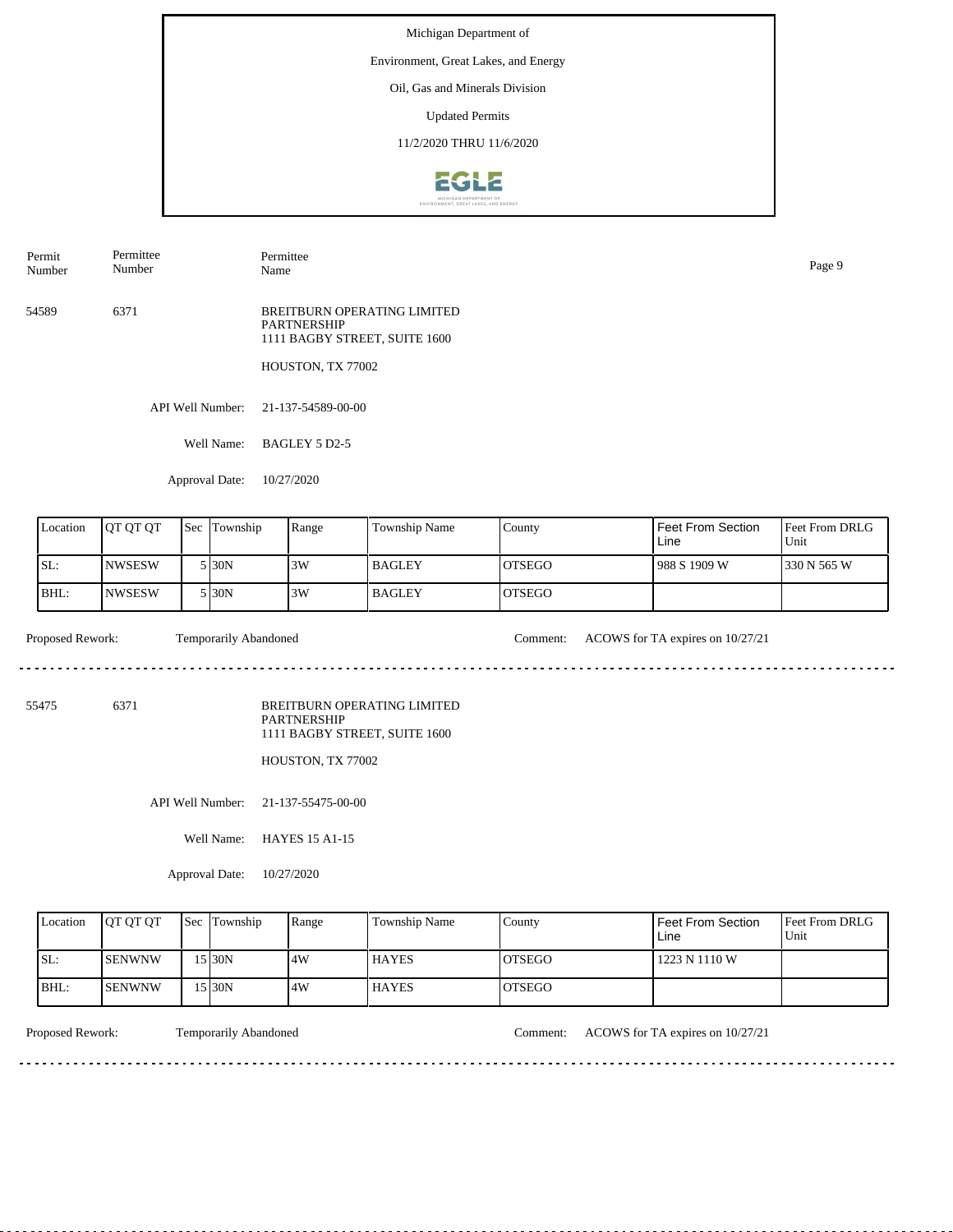Michigan Department of

Environment, Great Lakes, and Energy

Oil, Gas and Minerals Division

Updated Permits

11/2/2020 THRU 11/6/2020

| Permit Number | Permittee Number | Permittee Name |
|---|---|---|
| 54589 | 6371 | BREITBURN OPERATING LIMITED PARTNERSHIP<br>1111 BAGBY STREET, SUITE 1600<br>HOUSTON, TX 77002 |

API Well Number: 21-137-54589-00-00

Well Name: BAGLEY 5 D2-5

Approval Date: 10/27/2020

| Location | QT QT QT | Sec | Township | Range | Township Name | County | Feet From Section Line | Feet From DRLG Unit |
|---|---|---|---|---|---|---|---|---|
| SL: | NWSESW | 5 | 30N | 3W | BAGLEY | OTSEGO | 988 S 1909 W | 330 N 565 W |
| BHL: | NWSESW | 5 | 30N | 3W | BAGLEY | OTSEGO | | |

Proposed Rework: Temporarily Abandoned

Comment: ACOWS for TA expires on 10/27/21

---

| Permit Number | Permittee Number | Permittee Name |
|---|---|---|
| 55475 | 6371 | BREITBURN OPERATING LIMITED PARTNERSHIP<br>1111 BAGBY STREET, SUITE 1600<br>HOUSTON, TX 77002 |

API Well Number: 21-137-55475-00-00

Well Name: HAYES 15 A1-15

Approval Date: 10/27/2020

| Location | QT QT QT | Sec | Township | Range | Township Name | County | Feet From Section Line | Feet From DRLG Unit |
|---|---|---|---|---|---|---|---|---|
| SL: | SENWNW | 15 | 30N | 4W | HAYES | OTSEGO | 1223 N 1110 W | |
| BHL: | SENWNW | 15 | 30N | 4W | HAYES | OTSEGO | | |

Proposed Rework: Temporarily Abandoned

Comment: ACOWS for TA expires on 10/27/21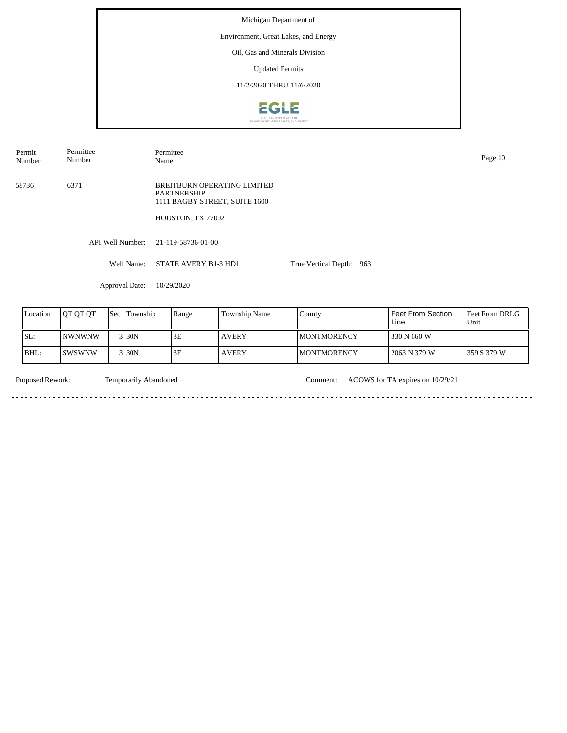Michigan Department of

Environment, Great Lakes, and Energy

Oil, Gas and Minerals Division

Updated Permits

11/2/2020 THRU 11/6/2020

| Permit Number | Permittee Number | Permittee Name |
|---|---|---|
| 58736 | 6371 | BREITBURN OPERATING LIMITED PARTNERSHIP<br>1111 BAGBY STREET, SUITE 1600<br><br>HOUSTON, TX 77002 |

API Well Number: 21-119-58736-01-00

Well Name: STATE AVERY B1-3 HD1 True Vertical Depth: 963

Approval Date: 10/29/2020

| Location | QT QT QT | Sec | Township | Range | Township Name | County | Feet From Section Line | Feet From DRLG Unit |
|---|---|---|---|---|---|---|---|---|
| SL: | NWNWNW | 3 | 30N | 3E | AVERY | MONTMORENCY | 330 N 660 W | |
| BHL: | SWSWNW | 3 | 30N | 3E | AVERY | MONTMORENCY | 2063 N 379 W | 359 S 379 W |

Proposed Rework: Temporarily Abandoned Comment: ACOWS for TA expires on 10/29/21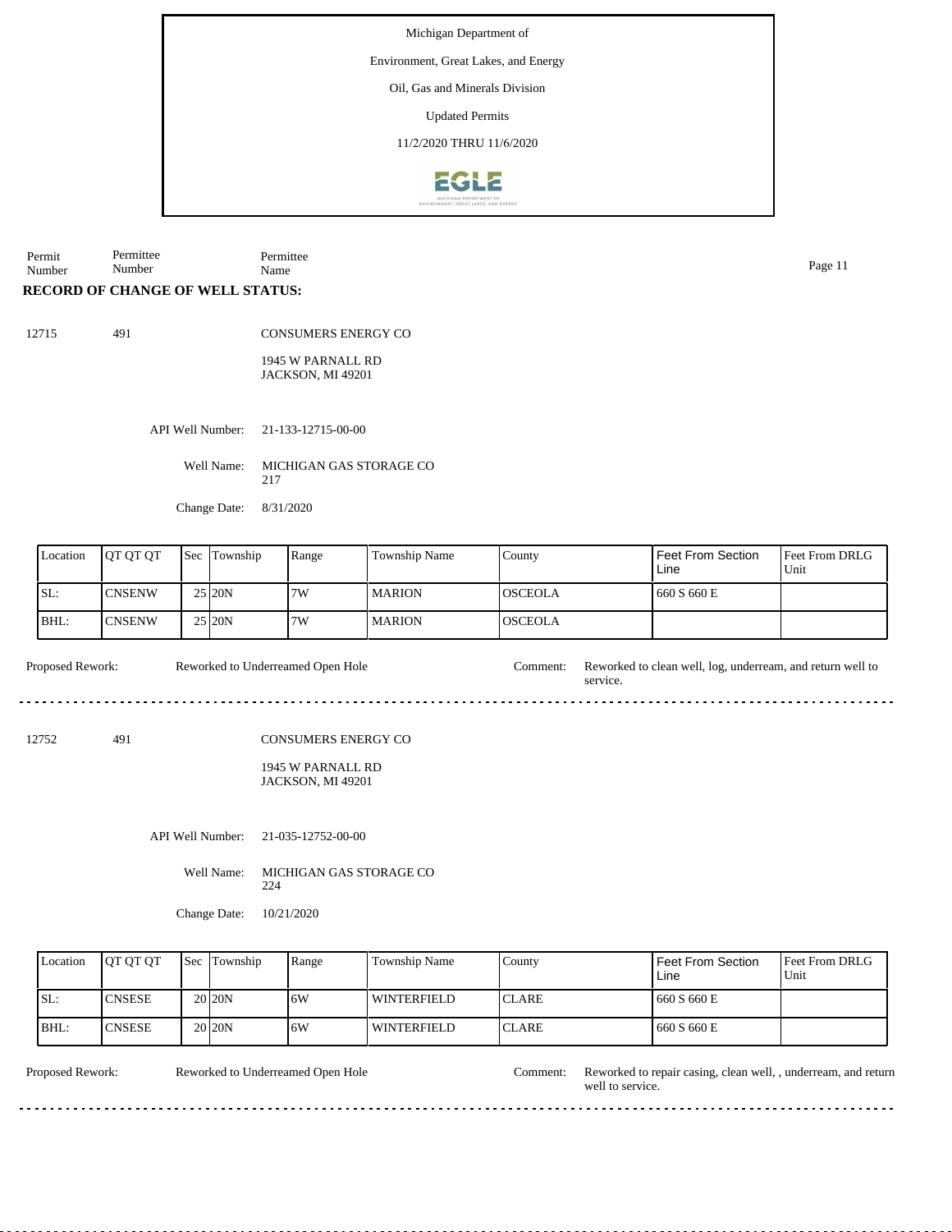Michigan Department of

Environment, Great Lakes, and Energy

Oil, Gas and Minerals Division

Updated Permits

11/2/2020 THRU 11/6/2020

| Permit Number | Permittee Number | Permittee Name |
|---|---|---|

## RECORD OF CHANGE OF WELL STATUS:

12715 &nbsp;&nbsp; 491 &nbsp;&nbsp; CONSUMERS ENERGY CO

1945 W PARNALL RD
JACKSON, MI 49201

API Well Number: 21-133-12715-00-00

Well Name: MICHIGAN GAS STORAGE CO 217

Change Date: 8/31/2020

| Location | QT QT QT | Sec | Township | Range | Township Name | County | Feet From Section Line | Feet From DRLG Unit |
|---|---|---|---|---|---|---|---|---|
| SL: | CNSENW | 25 | 20N | 7W | MARION | OSCEOLA | 660 S 660 E | |
| BHL: | CNSENW | 25 | 20N | 7W | MARION | OSCEOLA | | |

Proposed Rework: Reworked to Underreamed Open Hole

Comment: Reworked to clean well, log, underream, and return well to service.

---

12752 &nbsp;&nbsp; 491 &nbsp;&nbsp; CONSUMERS ENERGY CO

1945 W PARNALL RD
JACKSON, MI 49201

API Well Number: 21-035-12752-00-00

Well Name: MICHIGAN GAS STORAGE CO 224

Change Date: 10/21/2020

| Location | QT QT QT | Sec | Township | Range | Township Name | County | Feet From Section Line | Feet From DRLG Unit |
|---|---|---|---|---|---|---|---|---|
| SL: | CNSESE | 20 | 20N | 6W | WINTERFIELD | CLARE | 660 S 660 E | |
| BHL: | CNSESE | 20 | 20N | 6W | WINTERFIELD | CLARE | 660 S 660 E | |

Proposed Rework: Reworked to Underreamed Open Hole

Comment: Reworked to repair casing, clean well, , underream, and return well to service.

---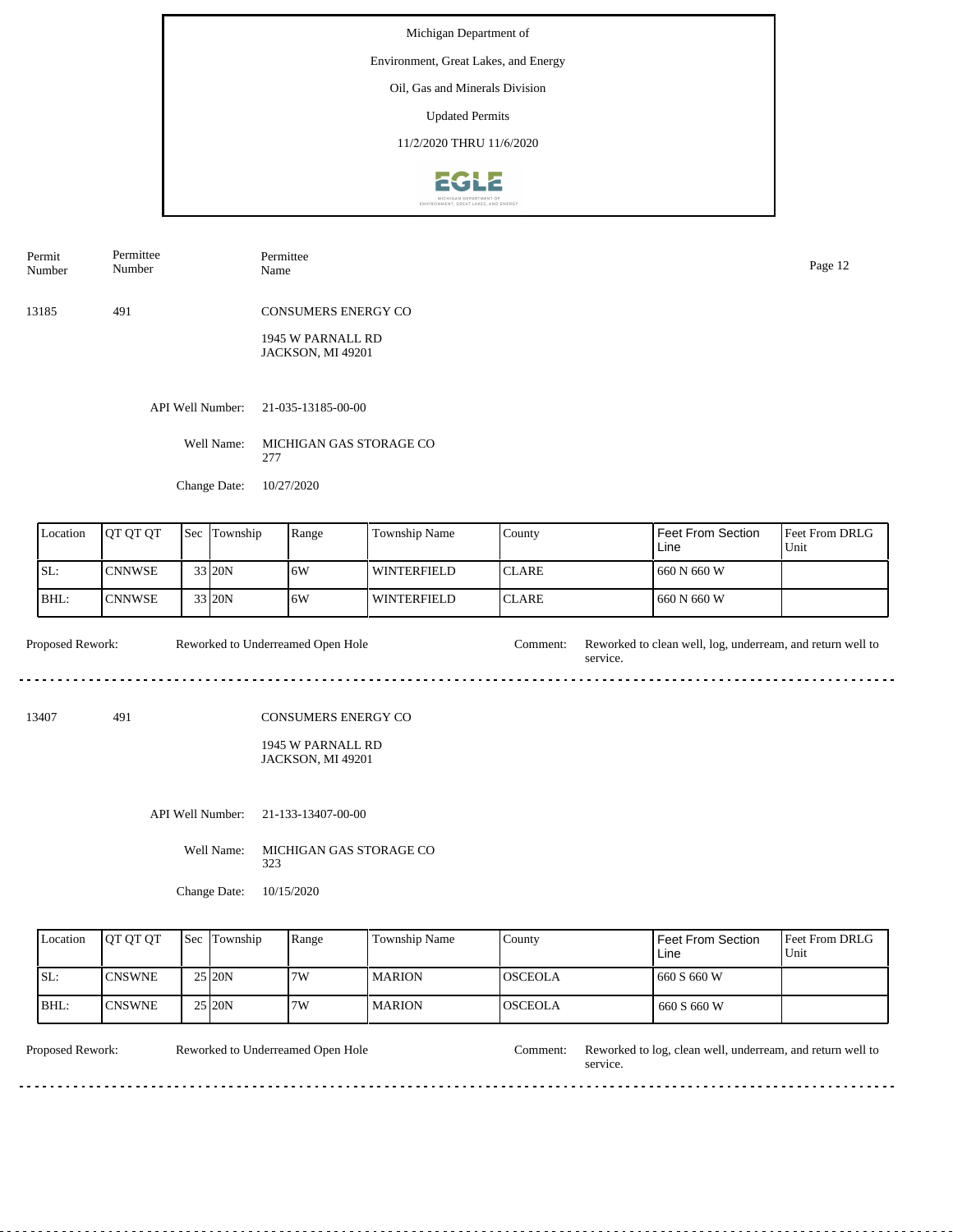Michigan Department of

Environment, Great Lakes, and Energy

Oil, Gas and Minerals Division

Updated Permits

11/2/2020 THRU 11/6/2020

| Permit Number | Permittee Number | Permittee Name |
|---|---|---|
| 13185 | 491 | CONSUMERS ENERGY CO<br>1945 W PARNALL RD<br>JACKSON, MI 49201 |

API Well Number: 21-035-13185-00-00

Well Name: MICHIGAN GAS STORAGE CO 277

Change Date: 10/27/2020

| Location | QT QT QT | Sec | Township | Range | Township Name | County | Feet From Section Line | Feet From DRLG Unit |
|---|---|---|---|---|---|---|---|---|
| SL: | CNNWSE | 33 | 20N | 6W | WINTERFIELD | CLARE | 660 N 660 W | |
| BHL: | CNNWSE | 33 | 20N | 6W | WINTERFIELD | CLARE | 660 N 660 W | |

Proposed Rework: Reworked to Underreamed Open Hole

Comment: Reworked to clean well, log, underream, and return well to service.

---

| Permit Number | Permittee Number | Permittee Name |
|---|---|---|
| 13407 | 491 | CONSUMERS ENERGY CO<br>1945 W PARNALL RD<br>JACKSON, MI 49201 |

API Well Number: 21-133-13407-00-00

Well Name: MICHIGAN GAS STORAGE CO 323

Change Date: 10/15/2020

| Location | QT QT QT | Sec | Township | Range | Township Name | County | Feet From Section Line | Feet From DRLG Unit |
|---|---|---|---|---|---|---|---|---|
| SL: | CNSWNE | 25 | 20N | 7W | MARION | OSCEOLA | 660 S 660 W | |
| BHL: | CNSWNE | 25 | 20N | 7W | MARION | OSCEOLA | 660 S 660 W | |

Proposed Rework: Reworked to Underreamed Open Hole

Comment: Reworked to log, clean well, underream, and return well to service.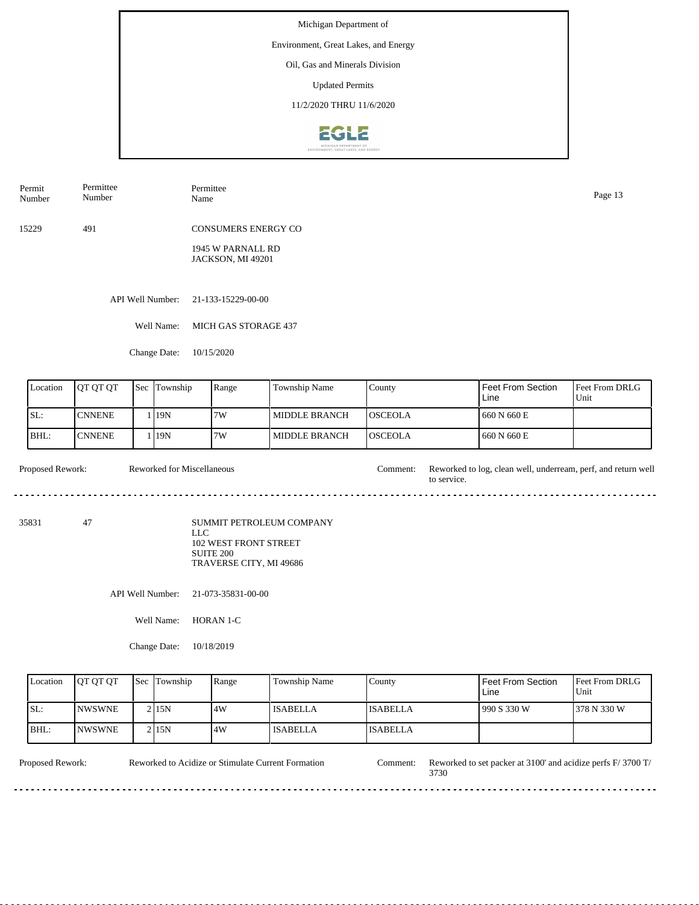Michigan Department of

Environment, Great Lakes, and Energy

Oil, Gas and Minerals Division

Updated Permits

11/2/2020 THRU 11/6/2020

| Permit Number | Permittee Number | Permittee Name |
|---|---|---|
| 15229 | 491 | CONSUMERS ENERGY CO<br>1945 W PARNALL RD<br>JACKSON, MI 49201 |

API Well Number: 21-133-15229-00-00

Well Name: MICH GAS STORAGE 437

Change Date: 10/15/2020

| Location | QT QT QT | Sec | Township | Range | Township Name | County | Feet From Section Line | Feet From DRLG Unit |
|---|---|---|---|---|---|---|---|---|
| SL: | CNNENE | 1 | 19N | 7W | MIDDLE BRANCH | OSCEOLA | 660 N 660 E | |
| BHL: | CNNENE | 1 | 19N | 7W | MIDDLE BRANCH | OSCEOLA | 660 N 660 E | |

Proposed Rework: Reworked for Miscellaneous

Comment: Reworked to log, clean well, underream, perf, and return well to service.

---

| Permit Number | Permittee Number | Permittee Name |
|---|---|---|
| 35831 | 47 | SUMMIT PETROLEUM COMPANY LLC<br>102 WEST FRONT STREET<br>SUITE 200<br>TRAVERSE CITY, MI 49686 |

API Well Number: 21-073-35831-00-00

Well Name: HORAN 1-C

Change Date: 10/18/2019

| Location | QT QT QT | Sec | Township | Range | Township Name | County | Feet From Section Line | Feet From DRLG Unit |
|---|---|---|---|---|---|---|---|---|
| SL: | NWSWNE | 2 | 15N | 4W | ISABELLA | ISABELLA | 990 S 330 W | 378 N 330 W |
| BHL: | NWSWNE | 2 | 15N | 4W | ISABELLA | ISABELLA | | |

Proposed Rework: Reworked to Acidize or Stimulate Current Formation

Comment: Reworked to set packer at 3100' and acidize perfs F/ 3700 T/ 3730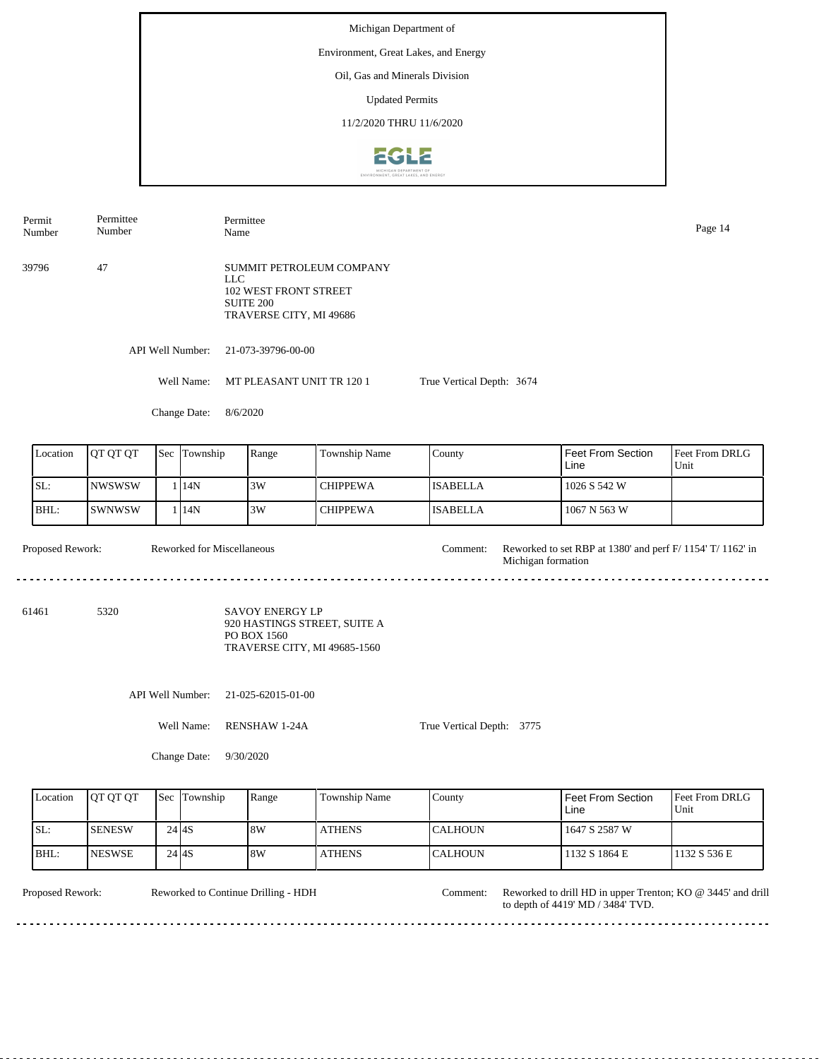Michigan Department of

Environment, Great Lakes, and Energy

Oil, Gas and Minerals Division

Updated Permits

11/2/2020 THRU 11/6/2020

| Permit Number | Permittee Number | Permittee Name |
|---|---|---|
| 39796 | 47 | SUMMIT PETROLEUM COMPANY LLC<br>102 WEST FRONT STREET<br>SUITE 200<br>TRAVERSE CITY, MI 49686 |

API Well Number: 21-073-39796-00-00

Well Name: MT PLEASANT UNIT TR 120 1

True Vertical Depth: 3674

Change Date: 8/6/2020

| Location | QT QT QT | Sec | Township | Range | Township Name | County | Feet From Section Line | Feet From DRLG Unit |
|---|---|---|---|---|---|---|---|---|
| SL: | NWSWSW | 1 | 14N | 3W | CHIPPEWA | ISABELLA | 1026 S 542 W | |
| BHL: | SWNWSW | 1 | 14N | 3W | CHIPPEWA | ISABELLA | 1067 N 563 W | |

Proposed Rework: Reworked for Miscellaneous

Comment: Reworked to set RBP at 1380' and perf F/ 1154' T/ 1162' in Michigan formation

---

| Permit Number | Permittee Number | Permittee Name |
|---|---|---|
| 61461 | 5320 | SAVOY ENERGY LP<br>920 HASTINGS STREET, SUITE A<br>PO BOX 1560<br>TRAVERSE CITY, MI 49685-1560 |

API Well Number: 21-025-62015-01-00

Well Name: RENSHAW 1-24A

True Vertical Depth: 3775

Change Date: 9/30/2020

| Location | QT QT QT | Sec | Township | Range | Township Name | County | Feet From Section Line | Feet From DRLG Unit |
|---|---|---|---|---|---|---|---|---|
| SL: | SENESW | 24 | 4S | 8W | ATHENS | CALHOUN | 1647 S 2587 W | |
| BHL: | NESWSE | 24 | 4S | 8W | ATHENS | CALHOUN | 1132 S 1864 E | 1132 S 536 E |

Proposed Rework: Reworked to Continue Drilling - HDH

Comment: Reworked to drill HD in upper Trenton; KO @ 3445' and drill to depth of 4419' MD / 3484' TVD.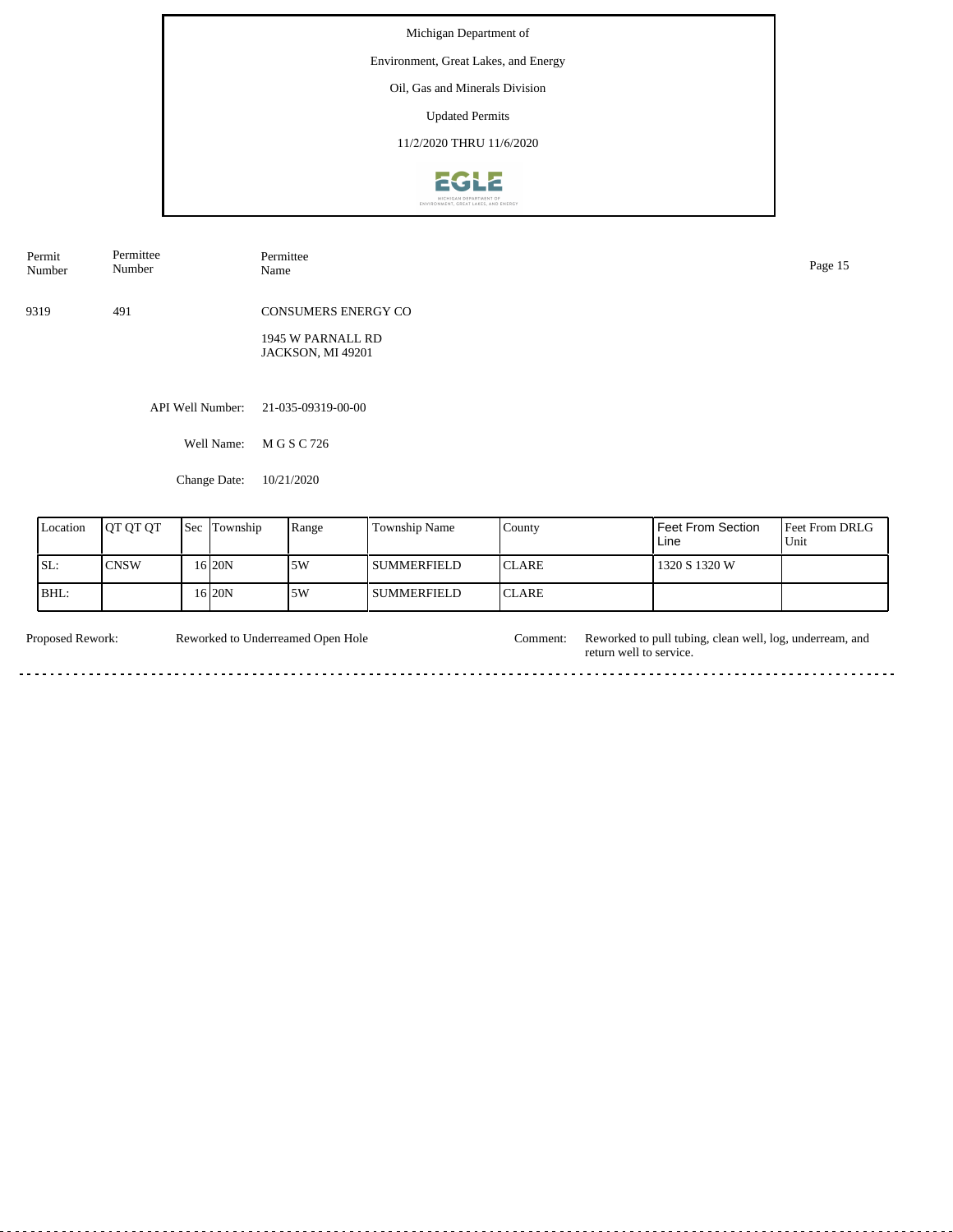Michigan Department of

Environment, Great Lakes, and Energy

Oil, Gas and Minerals Division

Updated Permits

11/2/2020 THRU 11/6/2020

| Permit Number | Permittee Number | Permittee Name |
|---|---|---|
| 9319 | 491 | CONSUMERS ENERGY CO<br>1945 W PARNALL RD<br>JACKSON, MI 49201 |

API Well Number: 21-035-09319-00-00

Well Name: M G S C 726

Change Date: 10/21/2020

| Location | QT QT QT | Sec | Township | Range | Township Name | County | Feet From Section Line | Feet From DRLG Unit |
|---|---|---|---|---|---|---|---|---|
| SL: | CNSW | 16 | 20N | 5W | SUMMERFIELD | CLARE | 1320 S 1320 W | |
| BHL: | | 16 | 20N | 5W | SUMMERFIELD | CLARE | | |

Proposed Rework: Reworked to Underreamed Open Hole

Comment: Reworked to pull tubing, clean well, log, underream, and return well to service.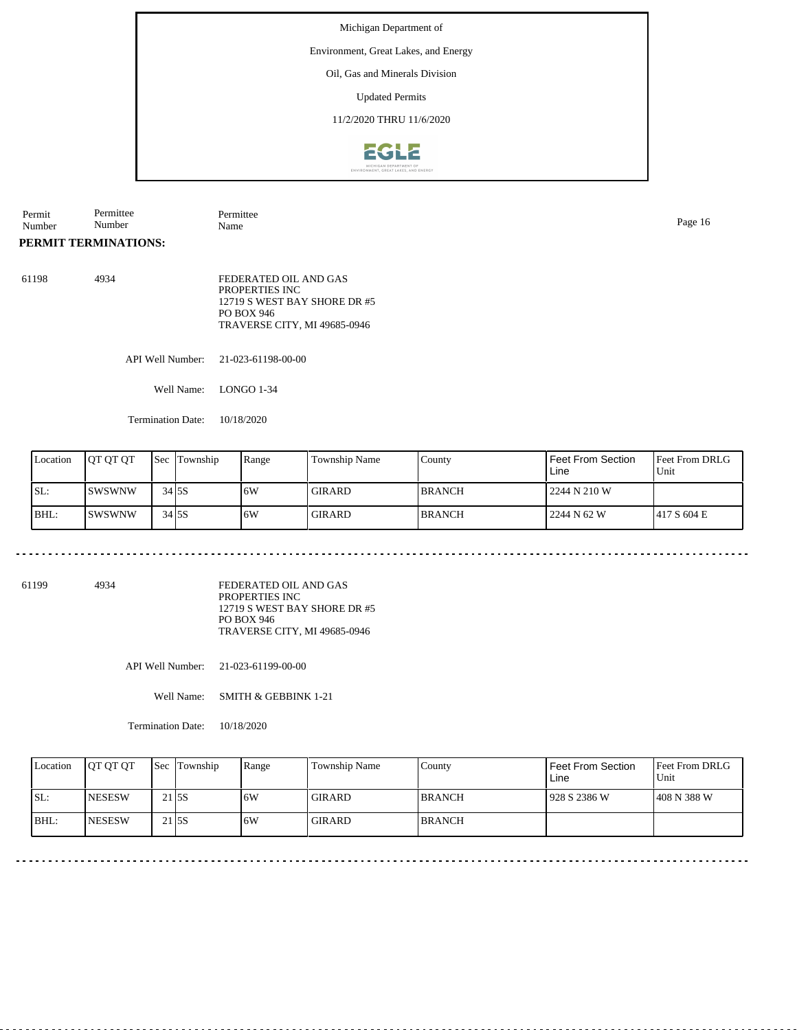Michigan Department of

Environment, Great Lakes, and Energy

Oil, Gas and Minerals Division

Updated Permits

11/2/2020 THRU 11/6/2020

| Permit Number | Permittee Number | Permittee Name |
|---|---|---|

**PERMIT TERMINATIONS:**

61198 4934

FEDERATED OIL AND GAS PROPERTIES INC
12719 S WEST BAY SHORE DR #5
PO BOX 946
TRAVERSE CITY, MI 49685-0946

API Well Number: 21-023-61198-00-00

Well Name: LONGO 1-34

Termination Date: 10/18/2020

| Location | QT QT QT | Sec | Township | Range | Township Name | County | Feet From Section Line | Feet From DRLG Unit |
|---|---|---|---|---|---|---|---|---|
| SL: | SWSWNW | 34 | 5S | 6W | GIRARD | BRANCH | 2244 N 210 W | |
| BHL: | SWSWNW | 34 | 5S | 6W | GIRARD | BRANCH | 2244 N 62 W | 417 S 604 E |

---

61199 4934

FEDERATED OIL AND GAS PROPERTIES INC
12719 S WEST BAY SHORE DR #5
PO BOX 946
TRAVERSE CITY, MI 49685-0946

API Well Number: 21-023-61199-00-00

Well Name: SMITH & GEBBINK 1-21

Termination Date: 10/18/2020

| Location | QT QT QT | Sec | Township | Range | Township Name | County | Feet From Section Line | Feet From DRLG Unit |
|---|---|---|---|---|---|---|---|---|
| SL: | NESESW | 21 | 5S | 6W | GIRARD | BRANCH | 928 S 2386 W | 408 N 388 W |
| BHL: | NESESW | 21 | 5S | 6W | GIRARD | BRANCH | | |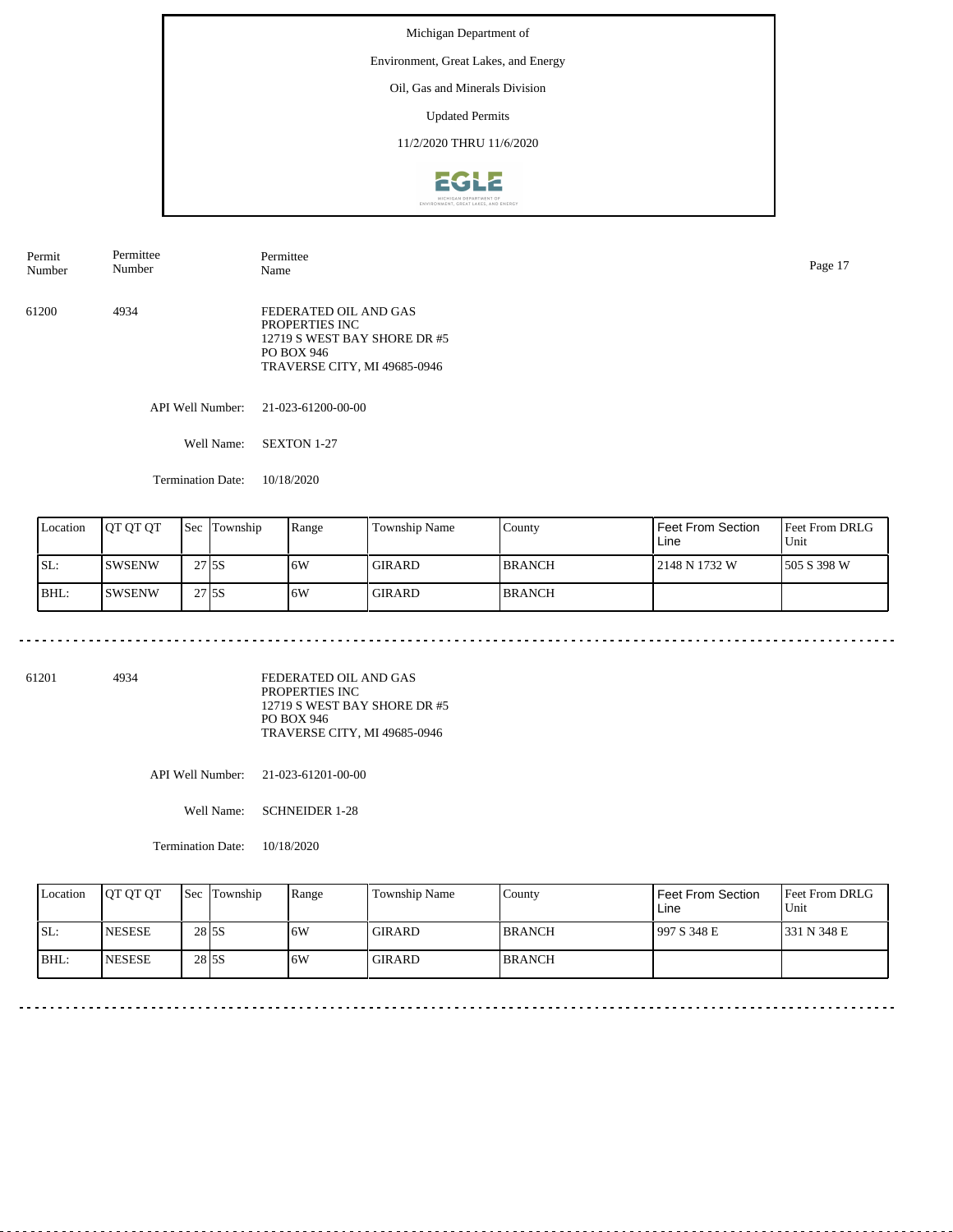Michigan Department of

Environment, Great Lakes, and Energy

Oil, Gas and Minerals Division

Updated Permits

11/2/2020 THRU 11/6/2020

| Permit Number | Permittee Number | Permittee Name |
|---|---|---|
| 61200 | 4934 | FEDERATED OIL AND GAS PROPERTIES INC<br>12719 S WEST BAY SHORE DR #5<br>PO BOX 946<br>TRAVERSE CITY, MI 49685-0946 |

API Well Number: 21-023-61200-00-00

Well Name: SEXTON 1-27

Termination Date: 10/18/2020

| Location | QT QT QT | Sec | Township | Range | Township Name | County | Feet From Section Line | Feet From DRLG Unit |
|---|---|---|---|---|---|---|---|---|
| SL: | SWSENW | 27 | 5S | 6W | GIRARD | BRANCH | 2148 N 1732 W | 505 S 398 W |
| BHL: | SWSENW | 27 | 5S | 6W | GIRARD | BRANCH | | |

---

| Permit Number | Permittee Number | Permittee Name |
|---|---|---|
| 61201 | 4934 | FEDERATED OIL AND GAS PROPERTIES INC<br>12719 S WEST BAY SHORE DR #5<br>PO BOX 946<br>TRAVERSE CITY, MI 49685-0946 |

API Well Number: 21-023-61201-00-00

Well Name: SCHNEIDER 1-28

Termination Date: 10/18/2020

| Location | QT QT QT | Sec | Township | Range | Township Name | County | Feet From Section Line | Feet From DRLG Unit |
|---|---|---|---|---|---|---|---|---|
| SL: | NESESE | 28 | 5S | 6W | GIRARD | BRANCH | 997 S 348 E | 331 N 348 E |
| BHL: | NESESE | 28 | 5S | 6W | GIRARD | BRANCH | | |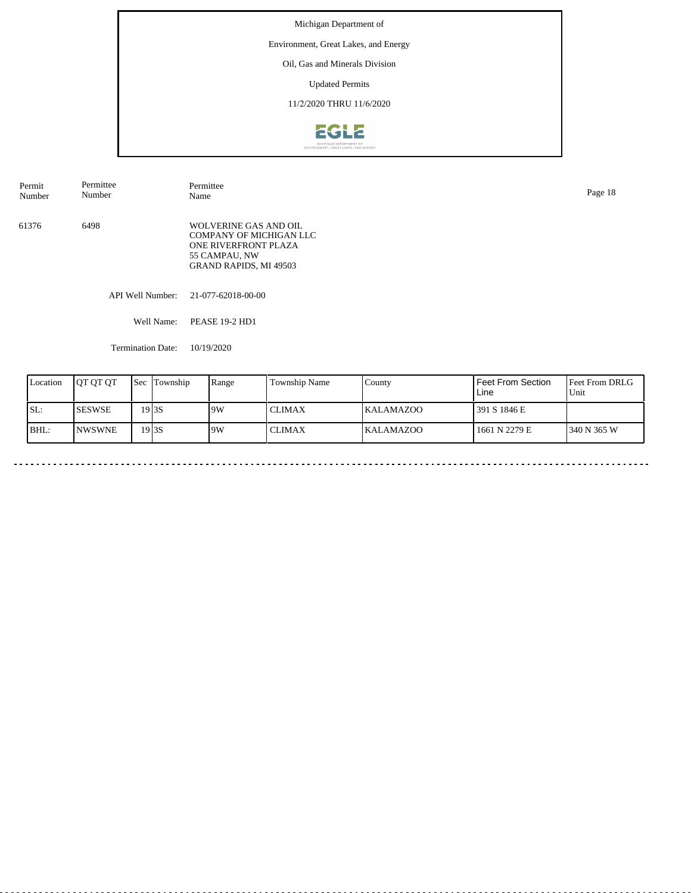Michigan Department of

Environment, Great Lakes, and Energy

Oil, Gas and Minerals Division

Updated Permits

11/2/2020 THRU 11/6/2020

| Permit Number | Permittee Number | Permittee Name |
|---|---|---|
| 61376 | 6498 | WOLVERINE GAS AND OIL COMPANY OF MICHIGAN LLC<br>ONE RIVERFRONT PLAZA<br>55 CAMPAU, NW<br>GRAND RAPIDS, MI 49503 |

API Well Number: 21-077-62018-00-00

Well Name: PEASE 19-2 HD1

Termination Date: 10/19/2020

| Location | QT QT QT | Sec | Township | Range | Township Name | County | Feet From Section Line | Feet From DRLG Unit |
|---|---|---|---|---|---|---|---|---|
| SL: | SESWSE | 19 | 3S | 9W | CLIMAX | KALAMAZOO | 391 S 1846 E | |
| BHL: | NWSWNE | 19 | 3S | 9W | CLIMAX | KALAMAZOO | 1661 N 2279 E | 340 N 365 W |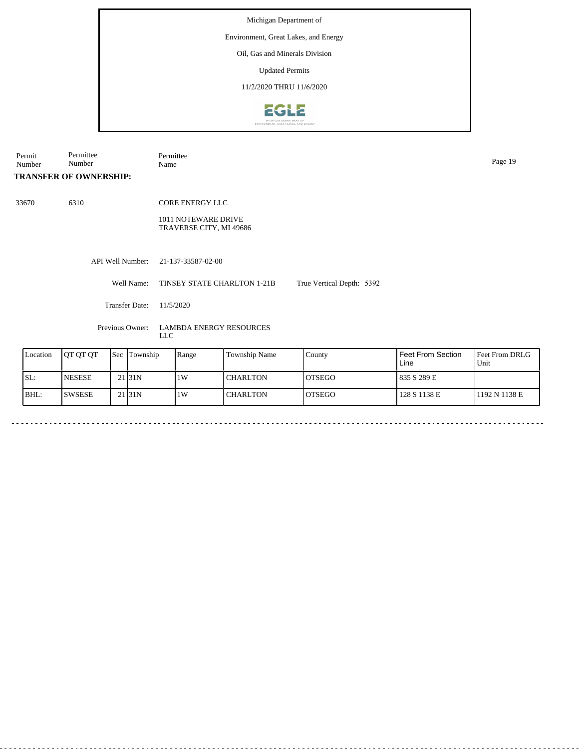Michigan Department of

Environment, Great Lakes, and Energy

Oil, Gas and Minerals Division

Updated Permits

11/2/2020 THRU 11/6/2020

| Permit Number | Permittee Number | Permittee Name |
|---|---|---|

**TRANSFER OF OWNERSHIP:**

| | | |
|---|---|---|
| 33670 | 6310 | CORE ENERGY LLC |
| | | 1011 NOTEWARE DRIVE<br>TRAVERSE CITY, MI 49686 |

API Well Number: 21-137-33587-02-00

Well Name: TINSEY STATE CHARLTON 1-21B    True Vertical Depth: 5392

Transfer Date: 11/5/2020

Previous Owner: LAMBDA ENERGY RESOURCES LLC

| Location | QT QT QT | Sec | Township | Range | Township Name | County | Feet From Section Line | Feet From DRLG Unit |
|---|---|---|---|---|---|---|---|---|
| SL: | NESESE | 21 | 31N | 1W | CHARLTON | OTSEGO | 835 S 289 E | |
| BHL: | SWSESE | 21 | 31N | 1W | CHARLTON | OTSEGO | 128 S 1138 E | 1192 N 1138 E |